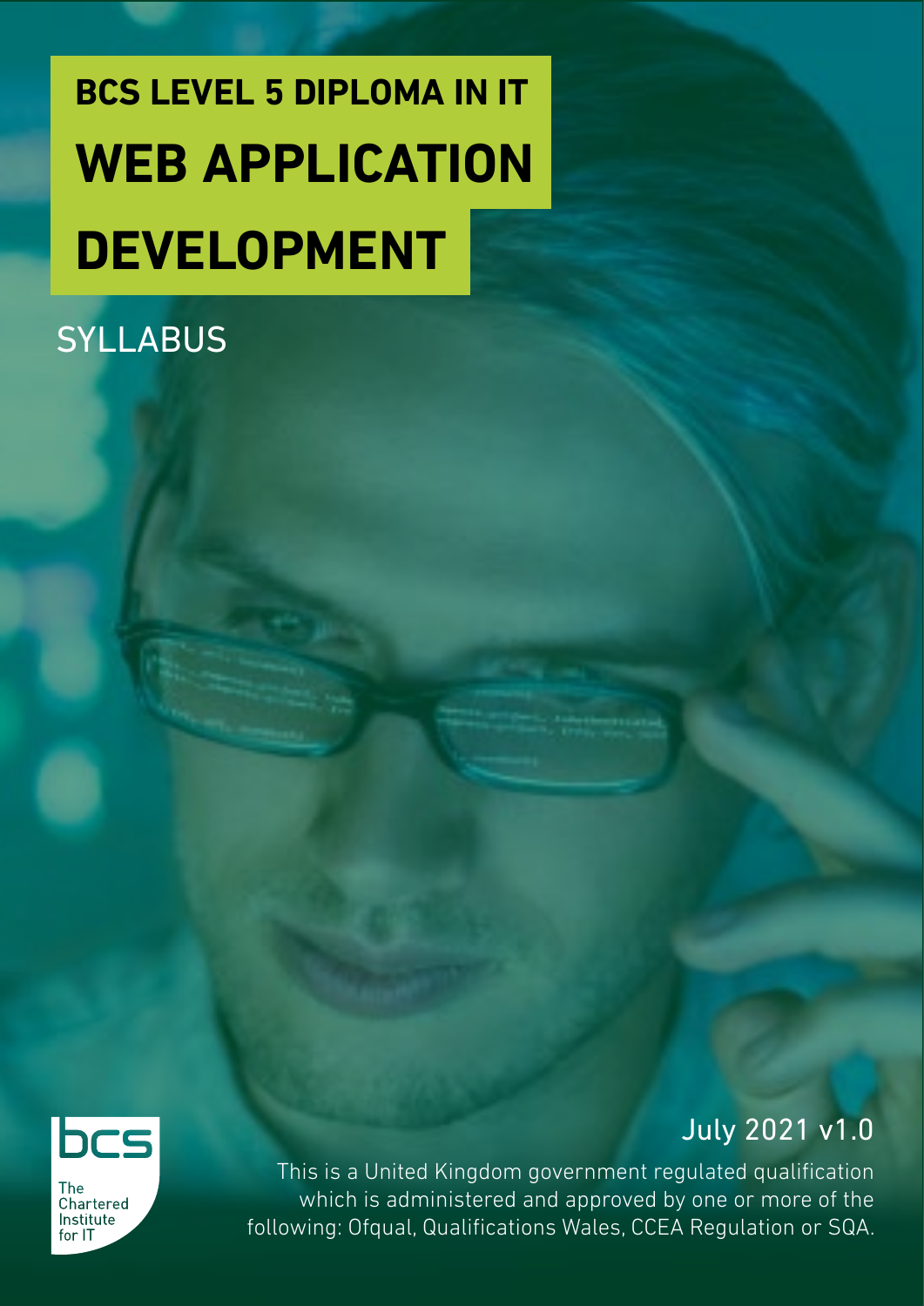# BCS LEVEL 5 DIPLOMA IN IT

# WEB APPLICATION DEVELOPMENT

## SYLLABUS

The Chartered Institute for IT

July 2021 v1.0

This is a United Kingdom government regulated qualification which is administered and approved by one or more of the following: Ofqual, Qualifications Wales, CCEA Regulation or SQA.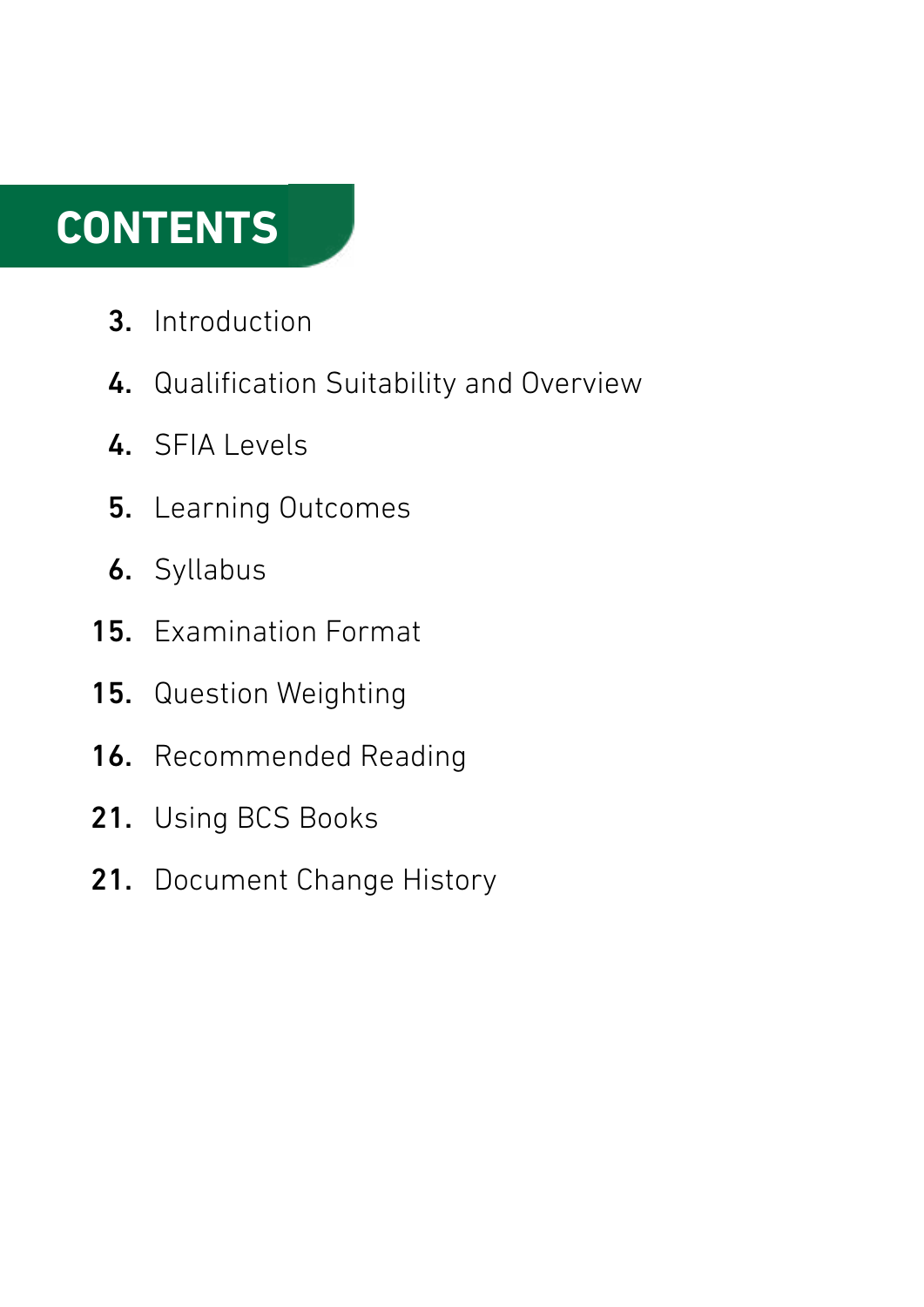# CONTENTS

3. Introduction
4. Qualification Suitability and Overview
4. SFIA Levels
5. Learning Outcomes
6. Syllabus
15. Examination Format
15. Question Weighting
16. Recommended Reading
21. Using BCS Books
21. Document Change History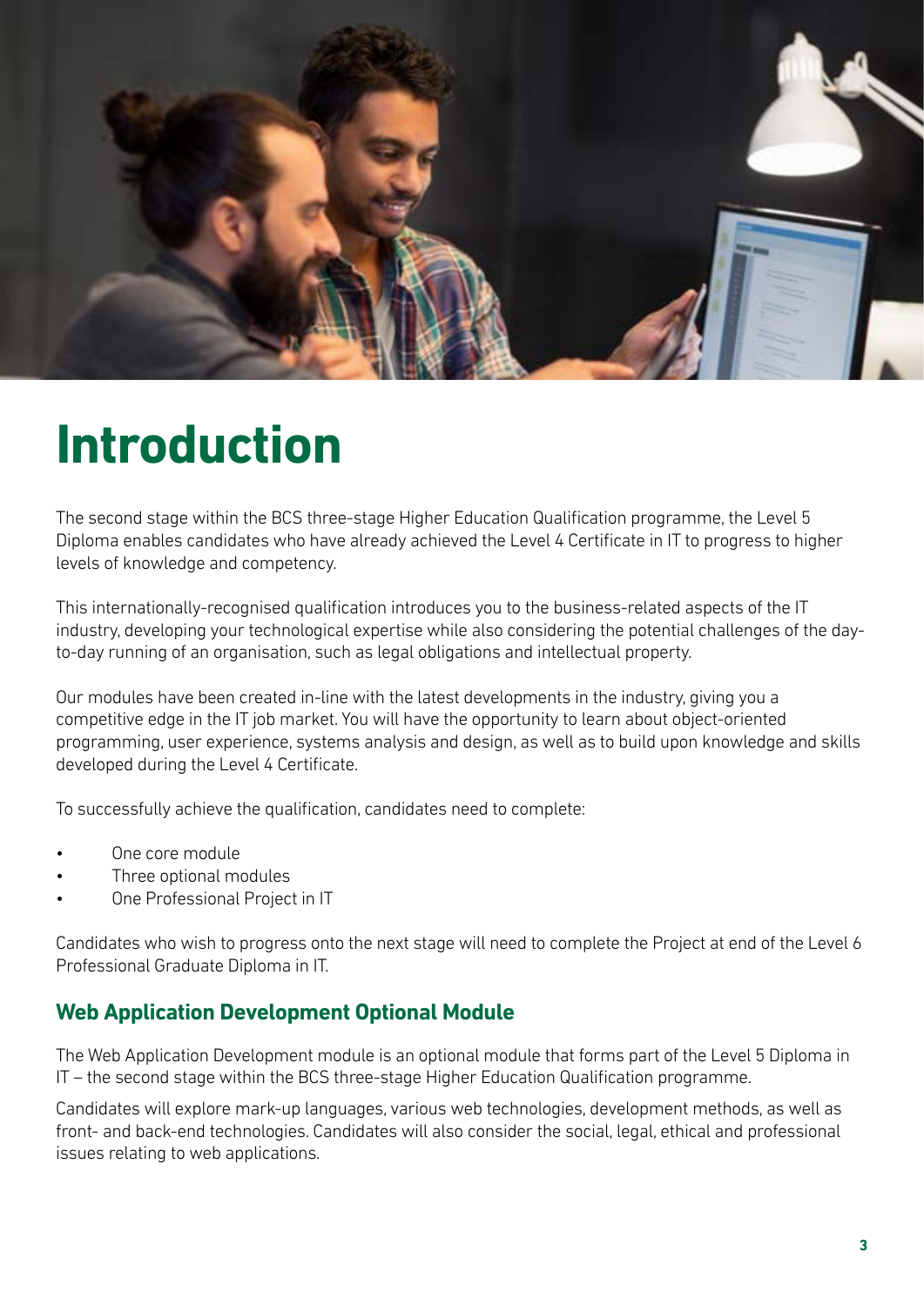# Introduction

The second stage within the BCS three-stage Higher Education Qualification programme, the Level 5 Diploma enables candidates who have already achieved the Level 4 Certificate in IT to progress to higher levels of knowledge and competency.

This internationally-recognised qualification introduces you to the business-related aspects of the IT industry, developing your technological expertise while also considering the potential challenges of the day-to-day running of an organisation, such as legal obligations and intellectual property.

Our modules have been created in-line with the latest developments in the industry, giving you a competitive edge in the IT job market. You will have the opportunity to learn about object-oriented programming, user experience, systems analysis and design, as well as to build upon knowledge and skills developed during the Level 4 Certificate.

To successfully achieve the qualification, candidates need to complete:

- One core module
- Three optional modules
- One Professional Project in IT

Candidates who wish to progress onto the next stage will need to complete the Project at end of the Level 6 Professional Graduate Diploma in IT.

## Web Application Development Optional Module

The Web Application Development module is an optional module that forms part of the Level 5 Diploma in IT – the second stage within the BCS three-stage Higher Education Qualification programme.

Candidates will explore mark-up languages, various web technologies, development methods, as well as front- and back-end technologies. Candidates will also consider the social, legal, ethical and professional issues relating to web applications.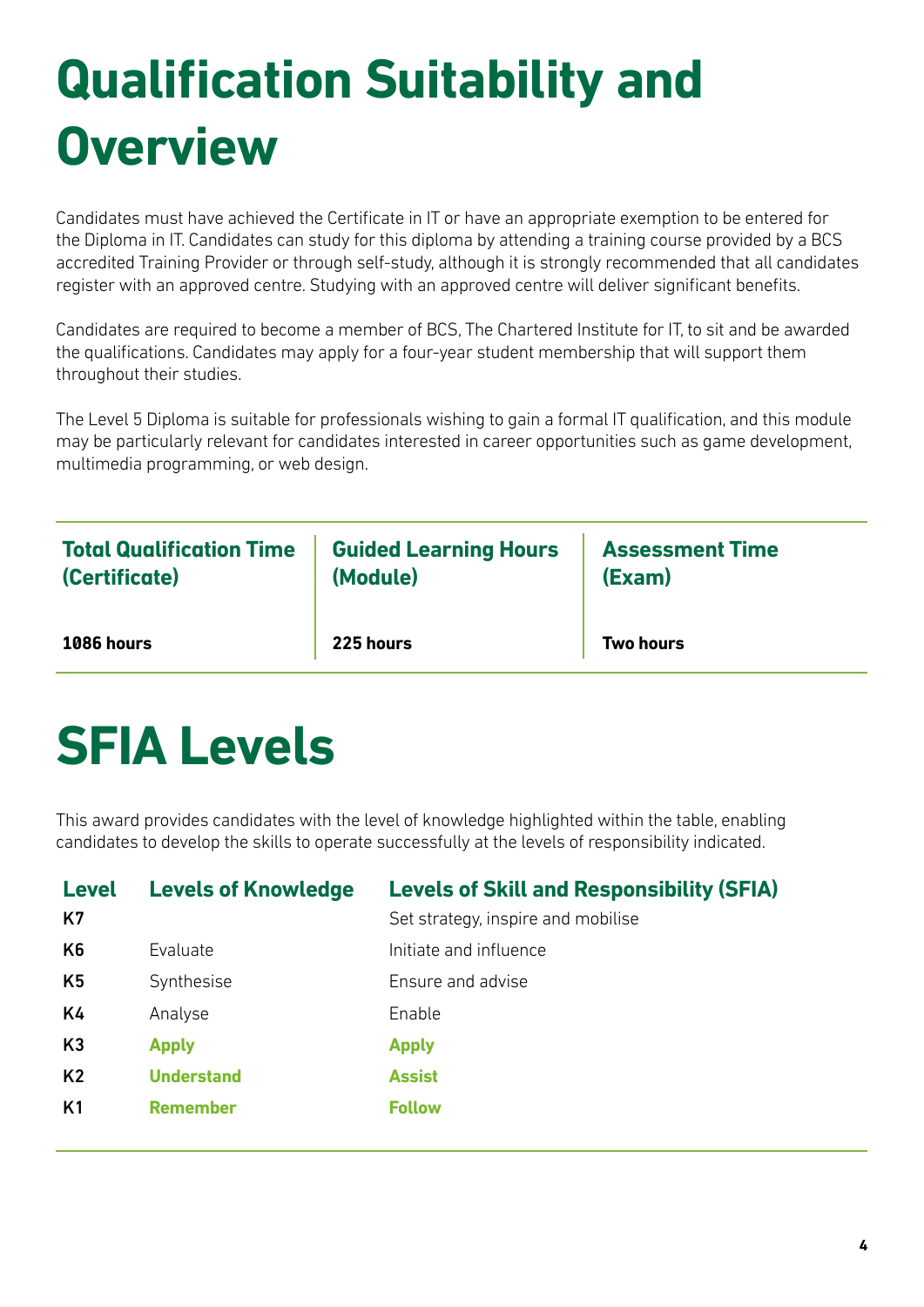# Qualification Suitability and Overview

Candidates must have achieved the Certificate in IT or have an appropriate exemption to be entered for the Diploma in IT. Candidates can study for this diploma by attending a training course provided by a BCS accredited Training Provider or through self-study, although it is strongly recommended that all candidates register with an approved centre. Studying with an approved centre will deliver significant benefits.

Candidates are required to become a member of BCS, The Chartered Institute for IT, to sit and be awarded the qualifications. Candidates may apply for a four-year student membership that will support them throughout their studies.

The Level 5 Diploma is suitable for professionals wishing to gain a formal IT qualification, and this module may be particularly relevant for candidates interested in career opportunities such as game development, multimedia programming, or web design.

| Total Qualification Time (Certificate) | Guided Learning Hours (Module) | Assessment Time (Exam) |
| --- | --- | --- |
| **1086 hours** | **225 hours** | **Two hours** |

# SFIA Levels

This award provides candidates with the level of knowledge highlighted within the table, enabling candidates to develop the skills to operate successfully at the levels of responsibility indicated.

| Level | Levels of Knowledge | Levels of Skill and Responsibility (SFIA) |
| --- | --- | --- |
| K7 | | Set strategy, inspire and mobilise |
| K6 | Evaluate | Initiate and influence |
| K5 | Synthesise | Ensure and advise |
| K4 | Analyse | Enable |
| K3 | **Apply** | **Apply** |
| K2 | **Understand** | **Assist** |
| K1 | **Remember** | **Follow** |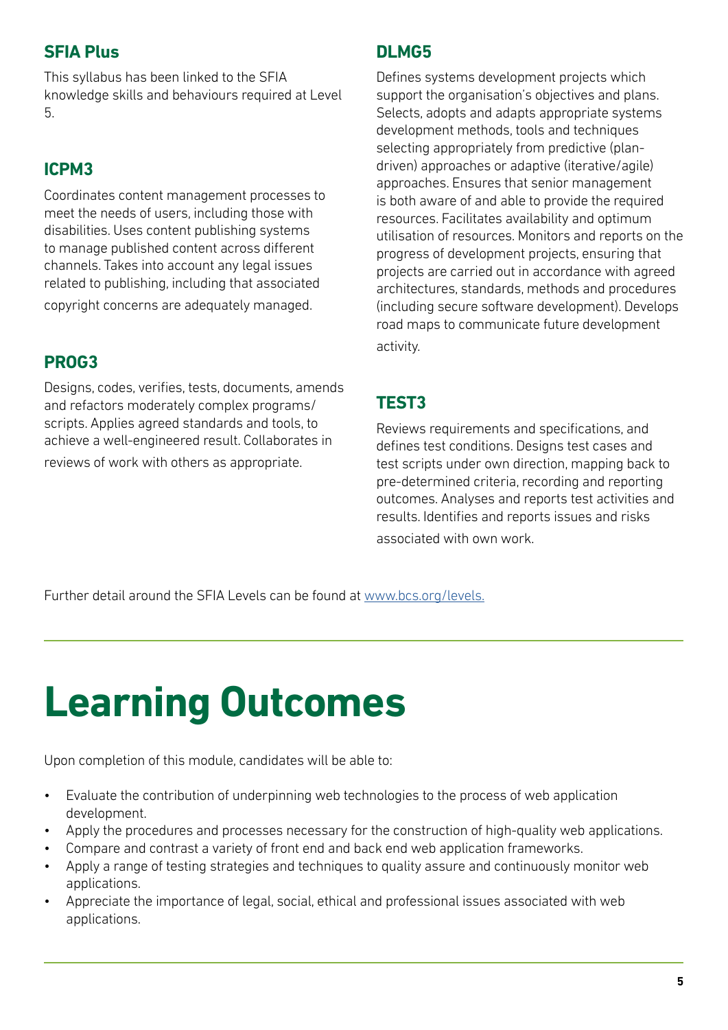## SFIA Plus

This syllabus has been linked to the SFIA knowledge skills and behaviours required at Level 5.

## ICPM3

Coordinates content management processes to meet the needs of users, including those with disabilities. Uses content publishing systems to manage published content across different channels. Takes into account any legal issues related to publishing, including that associated copyright concerns are adequately managed.

## PROG3

Designs, codes, verifies, tests, documents, amends and refactors moderately complex programs/scripts. Applies agreed standards and tools, to achieve a well-engineered result. Collaborates in reviews of work with others as appropriate.

## DLMG5

Defines systems development projects which support the organisation's objectives and plans. Selects, adopts and adapts appropriate systems development methods, tools and techniques selecting appropriately from predictive (plan-driven) approaches or adaptive (iterative/agile) approaches. Ensures that senior management is both aware of and able to provide the required resources. Facilitates availability and optimum utilisation of resources. Monitors and reports on the progress of development projects, ensuring that projects are carried out in accordance with agreed architectures, standards, methods and procedures (including secure software development). Develops road maps to communicate future development activity.

## TEST3

Reviews requirements and specifications, and defines test conditions. Designs test cases and test scripts under own direction, mapping back to pre-determined criteria, recording and reporting outcomes. Analyses and reports test activities and results. Identifies and reports issues and risks associated with own work.

Further detail around the SFIA Levels can be found at [www.bcs.org/levels.](www.bcs.org/levels)

# Learning Outcomes

Upon completion of this module, candidates will be able to:

- Evaluate the contribution of underpinning web technologies to the process of web application development.
- Apply the procedures and processes necessary for the construction of high-quality web applications.
- Compare and contrast a variety of front end and back end web application frameworks.
- Apply a range of testing strategies and techniques to quality assure and continuously monitor web applications.
- Appreciate the importance of legal, social, ethical and professional issues associated with web applications.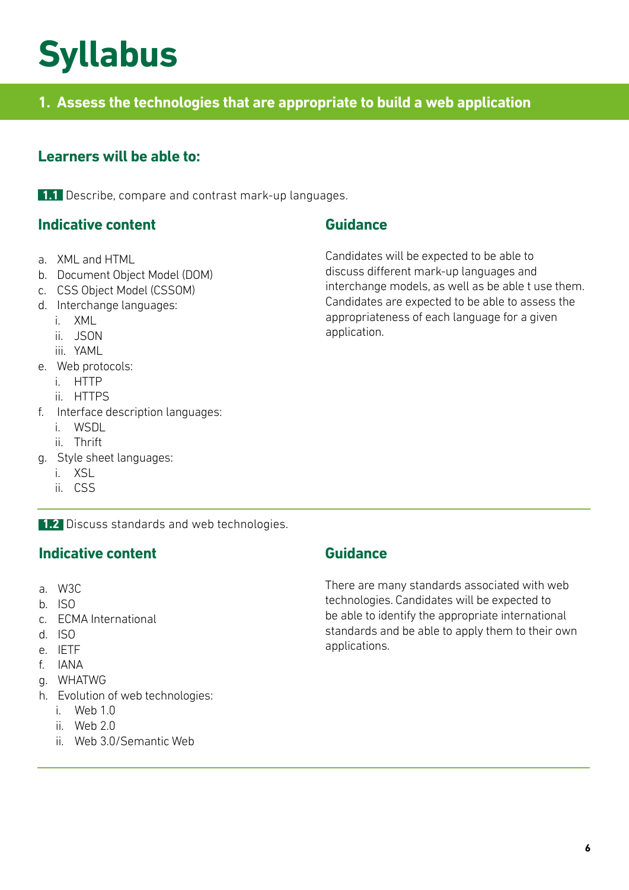# Syllabus

## 1. Assess the technologies that are appropriate to build a web application

### Learners will be able to:

**1.1** Describe, compare and contrast mark-up languages.

#### Indicative content

a. XML and HTML
b. Document Object Model (DOM)
c. CSS Object Model (CSSOM)
d. Interchange languages:
   i. XML
   ii. JSON
   iii. YAML
e. Web protocols:
   i. HTTP
   ii. HTTPS
f. Interface description languages:
   i. WSDL
   ii. Thrift
g. Style sheet languages:
   i. XSL
   ii. CSS

#### Guidance

Candidates will be expected to be able to discuss different mark-up languages and interchange models, as well as be able t use them. Candidates are expected to be able to assess the appropriateness of each language for a given application.

---

**1.2** Discuss standards and web technologies.

#### Indicative content

a. W3C
b. ISO
c. ECMA International
d. ISO
e. IETF
f. IANA
g. WHATWG
h. Evolution of web technologies:
   i. Web 1.0
   ii. Web 2.0
   ii. Web 3.0/Semantic Web

#### Guidance

There are many standards associated with web technologies. Candidates will be expected to be able to identify the appropriate international standards and be able to apply them to their own applications.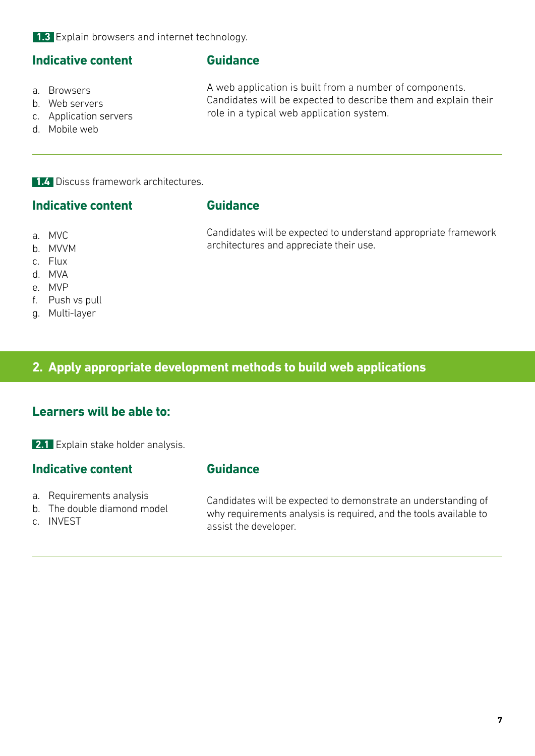**1.3** Explain browsers and internet technology.

### Indicative content

a. Browsers
b. Web servers
c. Application servers
d. Mobile web

### Guidance

A web application is built from a number of components. Candidates will be expected to describe them and explain their role in a typical web application system.

---

**1.4** Discuss framework architectures.

### Indicative content

a. MVC
b. MVVM
c. Flux
d. MVA
e. MVP
f. Push vs pull
g. Multi-layer

### Guidance

Candidates will be expected to understand appropriate framework architectures and appreciate their use.

## 2. Apply appropriate development methods to build web applications

### Learners will be able to:

**2.1** Explain stake holder analysis.

### Indicative content

a. Requirements analysis
b. The double diamond model
c. INVEST

### Guidance

Candidates will be expected to demonstrate an understanding of why requirements analysis is required, and the tools available to assist the developer.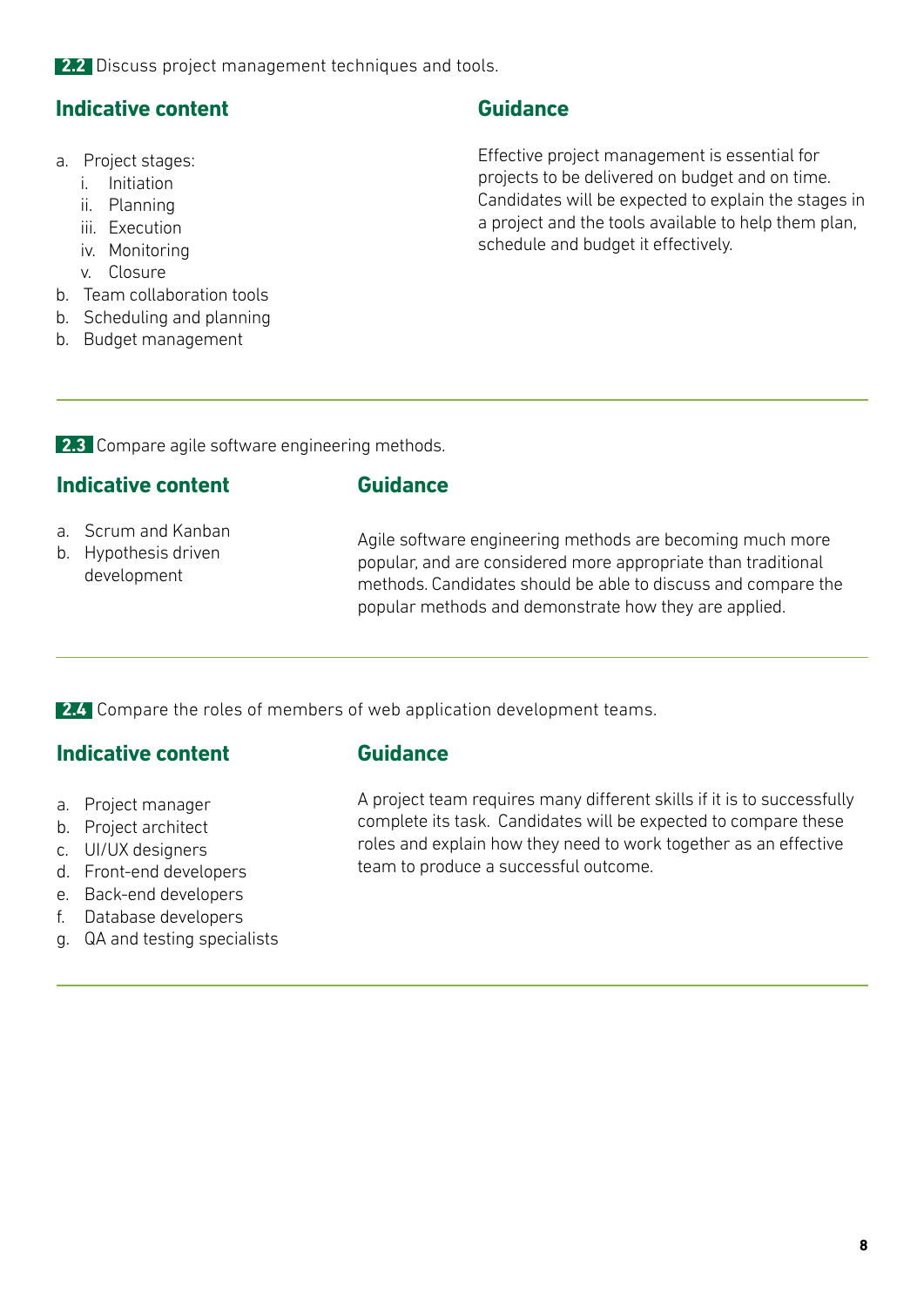**2.2** Discuss project management techniques and tools.

### Indicative content

a. Project stages:
   i. Initiation
   ii. Planning
   iii. Execution
   iv. Monitoring
   v. Closure
b. Team collaboration tools
b. Scheduling and planning
b. Budget management

### Guidance

Effective project management is essential for projects to be delivered on budget and on time. Candidates will be expected to explain the stages in a project and the tools available to help them plan, schedule and budget it effectively.

---

**2.3** Compare agile software engineering methods.

### Indicative content

a. Scrum and Kanban
b. Hypothesis driven development

### Guidance

Agile software engineering methods are becoming much more popular, and are considered more appropriate than traditional methods. Candidates should be able to discuss and compare the popular methods and demonstrate how they are applied.

---

**2.4** Compare the roles of members of web application development teams.

### Indicative content

a. Project manager
b. Project architect
c. UI/UX designers
d. Front-end developers
e. Back-end developers
f. Database developers
g. QA and testing specialists

### Guidance

A project team requires many different skills if it is to successfully complete its task. Candidates will be expected to compare these roles and explain how they need to work together as an effective team to produce a successful outcome.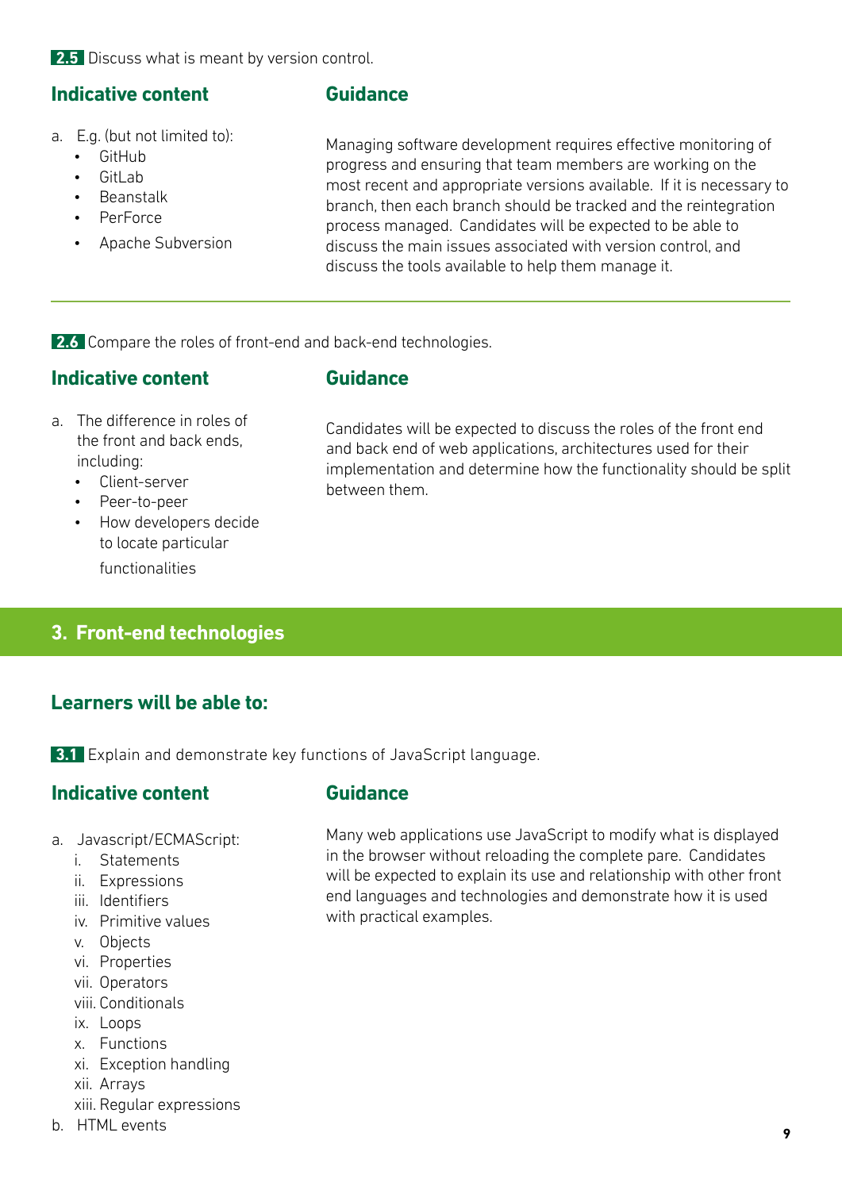**2.5** Discuss what is meant by version control.

### Indicative content

a. E.g. (but not limited to):
   - GitHub
   - GitLab
   - Beanstalk
   - PerForce
   - Apache Subversion

### Guidance

Managing software development requires effective monitoring of progress and ensuring that team members are working on the most recent and appropriate versions available. If it is necessary to branch, then each branch should be tracked and the reintegration process managed. Candidates will be expected to be able to discuss the main issues associated with version control, and discuss the tools available to help them manage it.

---

**2.6** Compare the roles of front-end and back-end technologies.

### Indicative content

a. The difference in roles of the front and back ends, including:
   - Client-server
   - Peer-to-peer
   - How developers decide to locate particular functionalities

### Guidance

Candidates will be expected to discuss the roles of the front end and back end of web applications, architectures used for their implementation and determine how the functionality should be split between them.

## 3. Front-end technologies

### Learners will be able to:

**3.1** Explain and demonstrate key functions of JavaScript language.

### Indicative content

a. Javascript/ECMAScript:
   i. Statements
   ii. Expressions
   iii. Identifiers
   iv. Primitive values
   v. Objects
   vi. Properties
   vii. Operators
   viii. Conditionals
   ix. Loops
   x. Functions
   xi. Exception handling
   xii. Arrays
   xiii. Regular expressions

b. HTML events

### Guidance

Many web applications use JavaScript to modify what is displayed in the browser without reloading the complete pare. Candidates will be expected to explain its use and relationship with other front end languages and technologies and demonstrate how it is used with practical examples.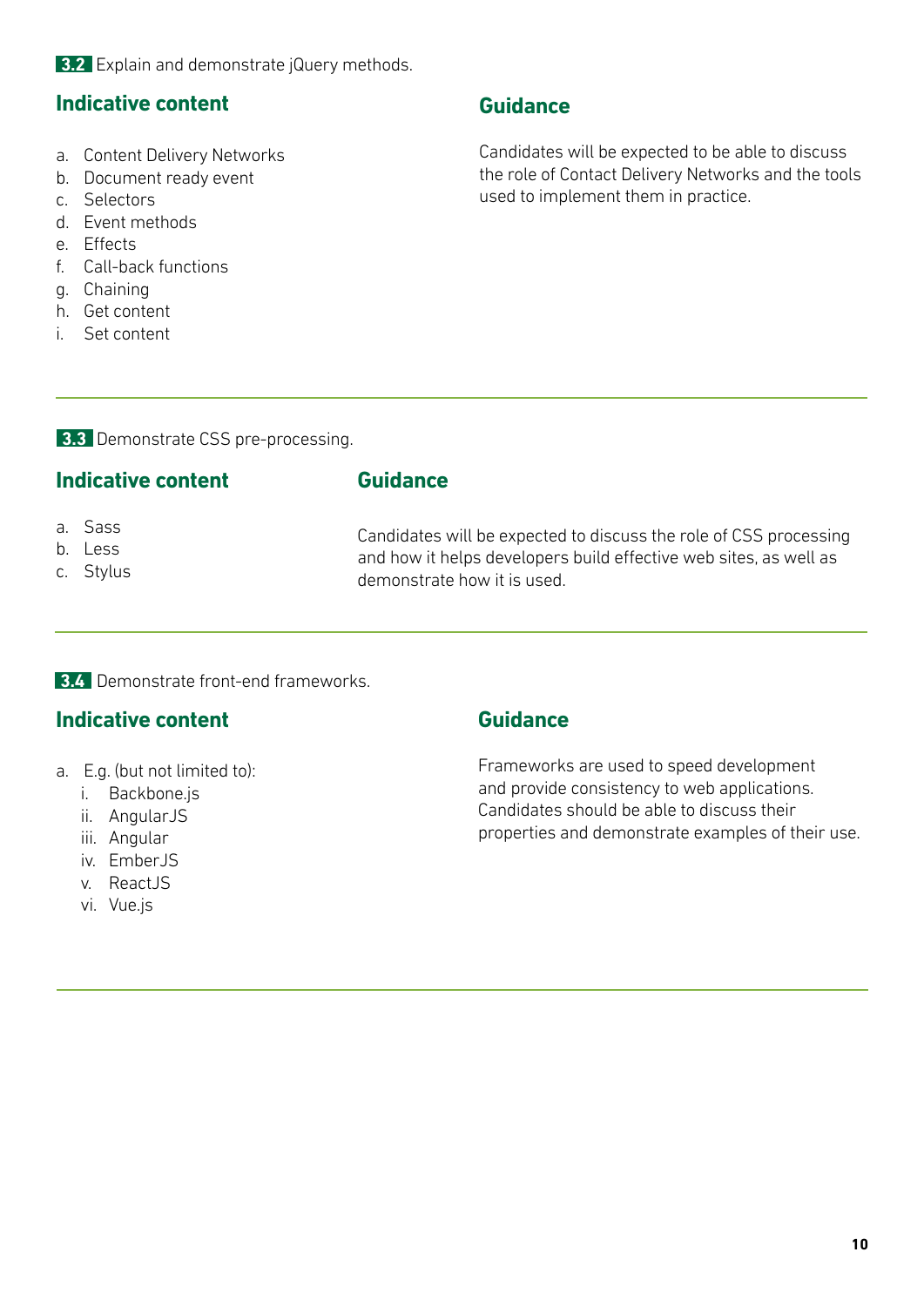**3.2** Explain and demonstrate jQuery methods.

## Indicative content

a. Content Delivery Networks
b. Document ready event
c. Selectors
d. Event methods
e. Effects
f. Call-back functions
g. Chaining
h. Get content
i. Set content

## Guidance

Candidates will be expected to be able to discuss the role of Contact Delivery Networks and the tools used to implement them in practice.

---

**3.3** Demonstrate CSS pre-processing.

## Indicative content

a. Sass
b. Less
c. Stylus

## Guidance

Candidates will be expected to discuss the role of CSS processing and how it helps developers build effective web sites, as well as demonstrate how it is used.

---

**3.4** Demonstrate front-end frameworks.

## Indicative content

a. E.g. (but not limited to):
   i. Backbone.js
   ii. AngularJS
   iii. Angular
   iv. EmberJS
   v. ReactJS
   vi. Vue.js

## Guidance

Frameworks are used to speed development and provide consistency to web applications. Candidates should be able to discuss their properties and demonstrate examples of their use.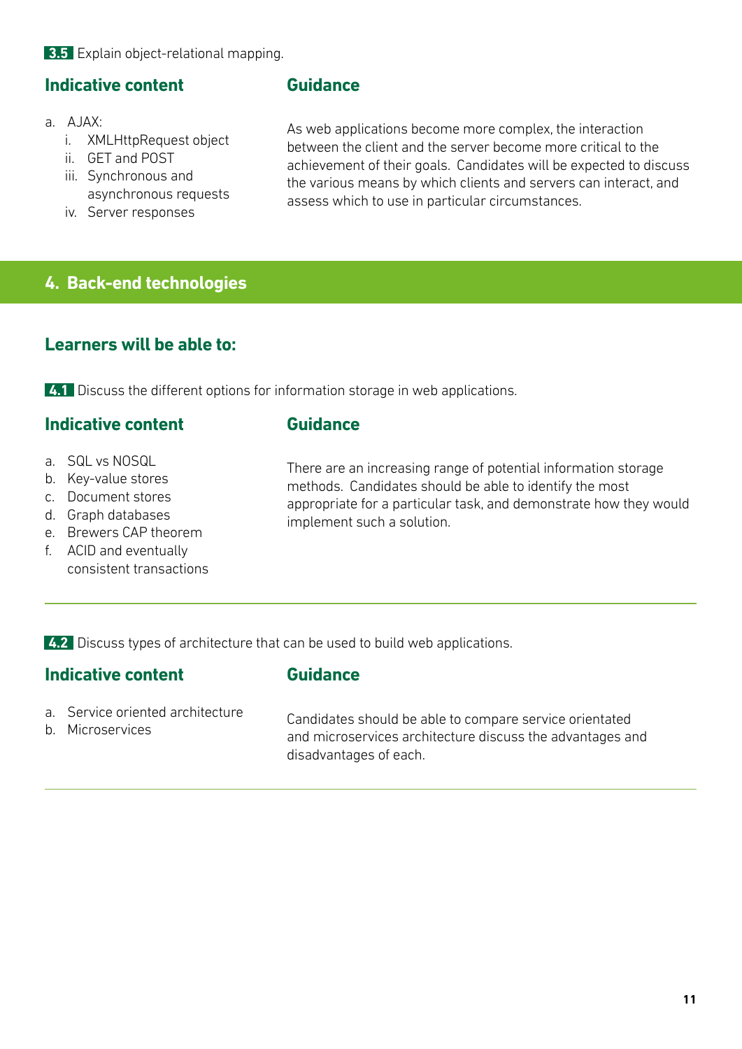**3.5** Explain object-relational mapping.

### Indicative content

a. AJAX:
   i. XMLHttpRequest object
   ii. GET and POST
   iii. Synchronous and asynchronous requests
   iv. Server responses

### Guidance

As web applications become more complex, the interaction between the client and the server become more critical to the achievement of their goals. Candidates will be expected to discuss the various means by which clients and servers can interact, and assess which to use in particular circumstances.

## 4. Back-end technologies

### Learners will be able to:

**4.1** Discuss the different options for information storage in web applications.

### Indicative content

a. SQL vs NOSQL
b. Key-value stores
c. Document stores
d. Graph databases
e. Brewers CAP theorem
f. ACID and eventually consistent transactions

### Guidance

There are an increasing range of potential information storage methods. Candidates should be able to identify the most appropriate for a particular task, and demonstrate how they would implement such a solution.

---

**4.2** Discuss types of architecture that can be used to build web applications.

### Indicative content

a. Service oriented architecture
b. Microservices

### Guidance

Candidates should be able to compare service orientated and microservices architecture discuss the advantages and disadvantages of each.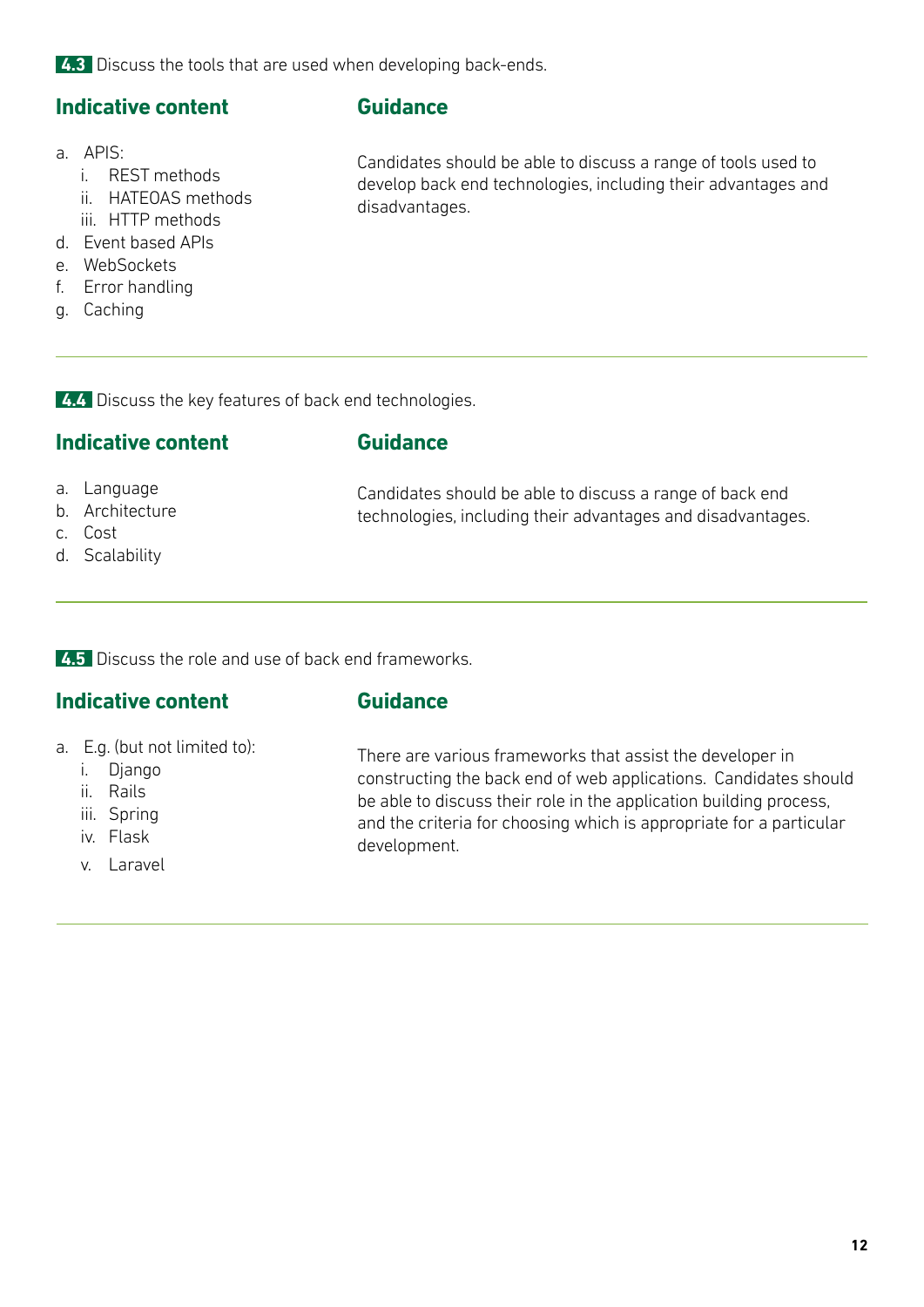**4.3** Discuss the tools that are used when developing back-ends.

### Indicative content

a. APIS:
   i. REST methods
   ii. HATEOAS methods
   iii. HTTP methods
d. Event based APIs
e. WebSockets
f. Error handling
g. Caching

### Guidance

Candidates should be able to discuss a range of tools used to develop back end technologies, including their advantages and disadvantages.

---

**4.4** Discuss the key features of back end technologies.

### Indicative content

a. Language
b. Architecture
c. Cost
d. Scalability

### Guidance

Candidates should be able to discuss a range of back end technologies, including their advantages and disadvantages.

---

**4.5** Discuss the role and use of back end frameworks.

### Indicative content

a. E.g. (but not limited to):
   i. Django
   ii. Rails
   iii. Spring
   iv. Flask
   v. Laravel

### Guidance

There are various frameworks that assist the developer in constructing the back end of web applications. Candidates should be able to discuss their role in the application building process, and the criteria for choosing which is appropriate for a particular development.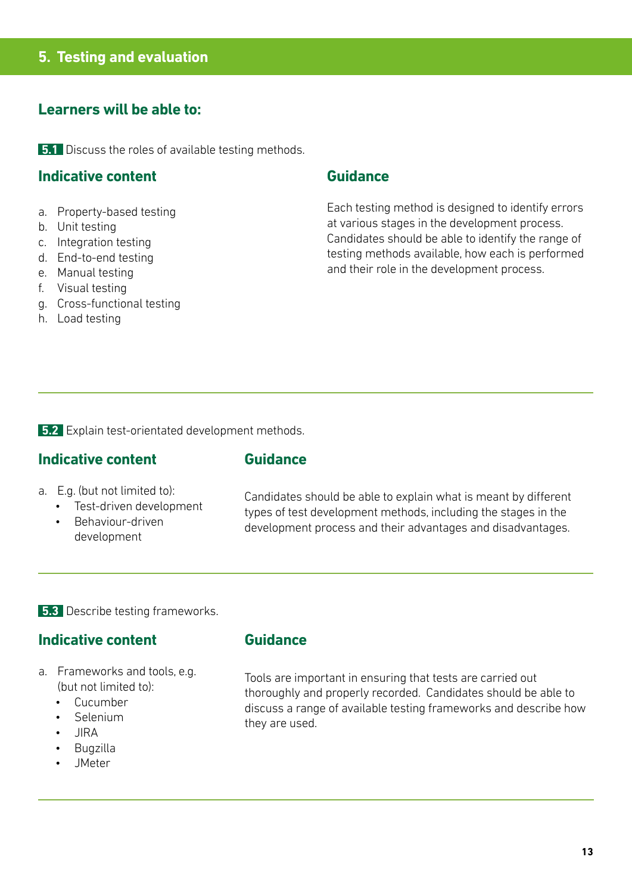## 5. Testing and evaluation

### Learners will be able to:

**5.1** Discuss the roles of available testing methods.

#### Indicative content

a. Property-based testing
b. Unit testing
c. Integration testing
d. End-to-end testing
e. Manual testing
f. Visual testing
g. Cross-functional testing
h. Load testing

#### Guidance

Each testing method is designed to identify errors at various stages in the development process. Candidates should be able to identify the range of testing methods available, how each is performed and their role in the development process.

---

**5.2** Explain test-orientated development methods.

#### Indicative content

a. E.g. (but not limited to):
   - Test-driven development
   - Behaviour-driven development

#### Guidance

Candidates should be able to explain what is meant by different types of test development methods, including the stages in the development process and their advantages and disadvantages.

---

**5.3** Describe testing frameworks.

#### Indicative content

a. Frameworks and tools, e.g. (but not limited to):
   - Cucumber
   - Selenium
   - JIRA
   - Bugzilla
   - JMeter

#### Guidance

Tools are important in ensuring that tests are carried out thoroughly and properly recorded. Candidates should be able to discuss a range of available testing frameworks and describe how they are used.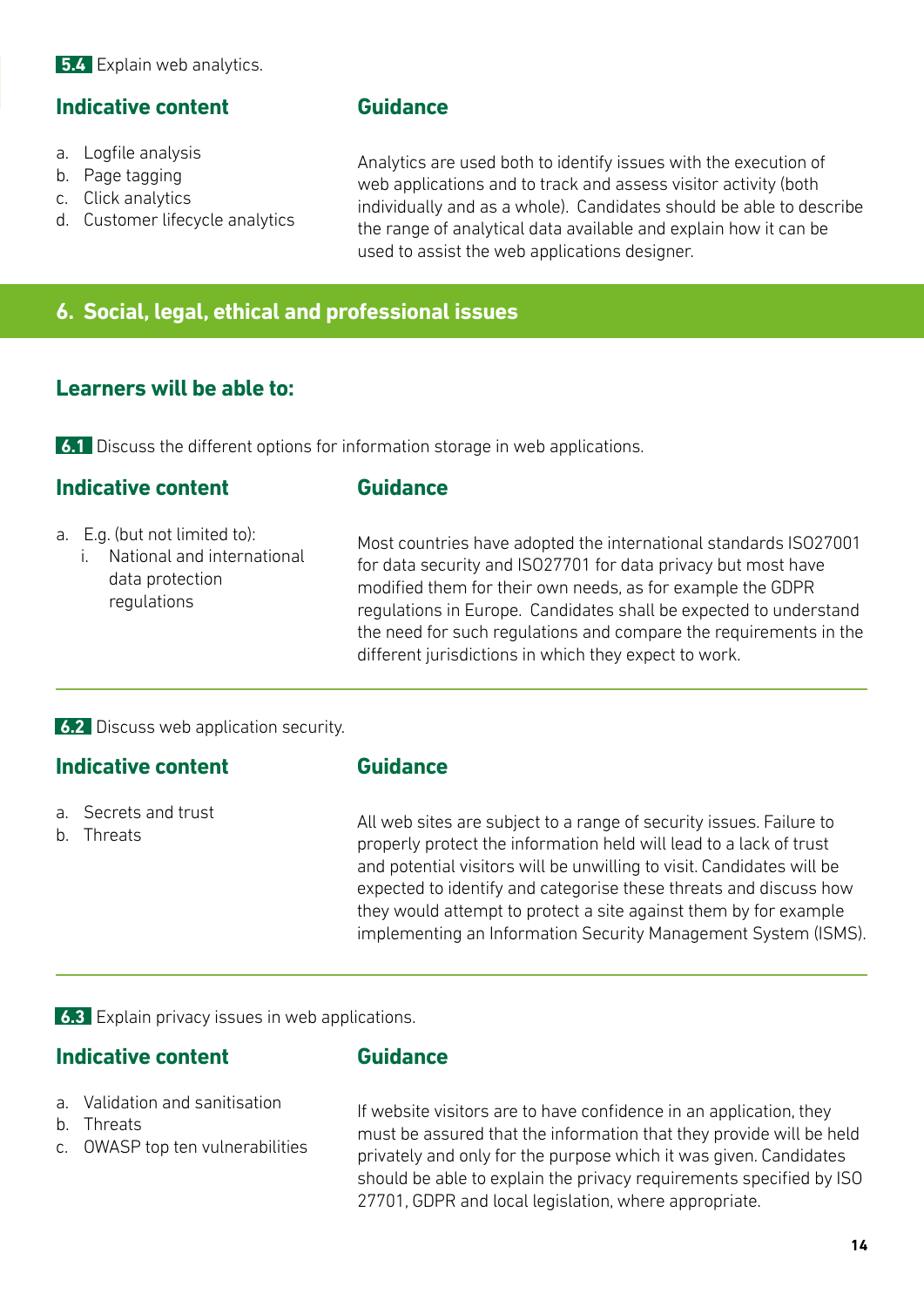**5.4** Explain web analytics.

### Indicative content

a. Logfile analysis
b. Page tagging
c. Click analytics
d. Customer lifecycle analytics

### Guidance

Analytics are used both to identify issues with the execution of web applications and to track and assess visitor activity (both individually and as a whole). Candidates should be able to describe the range of analytical data available and explain how it can be used to assist the web applications designer.

## 6. Social, legal, ethical and professional issues

### Learners will be able to:

**6.1** Discuss the different options for information storage in web applications.

### Indicative content

a. E.g. (but not limited to):
   i. National and international data protection regulations

### Guidance

Most countries have adopted the international standards ISO27001 for data security and ISO27701 for data privacy but most have modified them for their own needs, as for example the GDPR regulations in Europe. Candidates shall be expected to understand the need for such regulations and compare the requirements in the different jurisdictions in which they expect to work.

---

**6.2** Discuss web application security.

### Indicative content

a. Secrets and trust
b. Threats

### Guidance

All web sites are subject to a range of security issues. Failure to properly protect the information held will lead to a lack of trust and potential visitors will be unwilling to visit. Candidates will be expected to identify and categorise these threats and discuss how they would attempt to protect a site against them by for example implementing an Information Security Management System (ISMS).

---

**6.3** Explain privacy issues in web applications.

### Indicative content

a. Validation and sanitisation
b. Threats
c. OWASP top ten vulnerabilities

### Guidance

If website visitors are to have confidence in an application, they must be assured that the information that they provide will be held privately and only for the purpose which it was given. Candidates should be able to explain the privacy requirements specified by ISO 27701, GDPR and local legislation, where appropriate.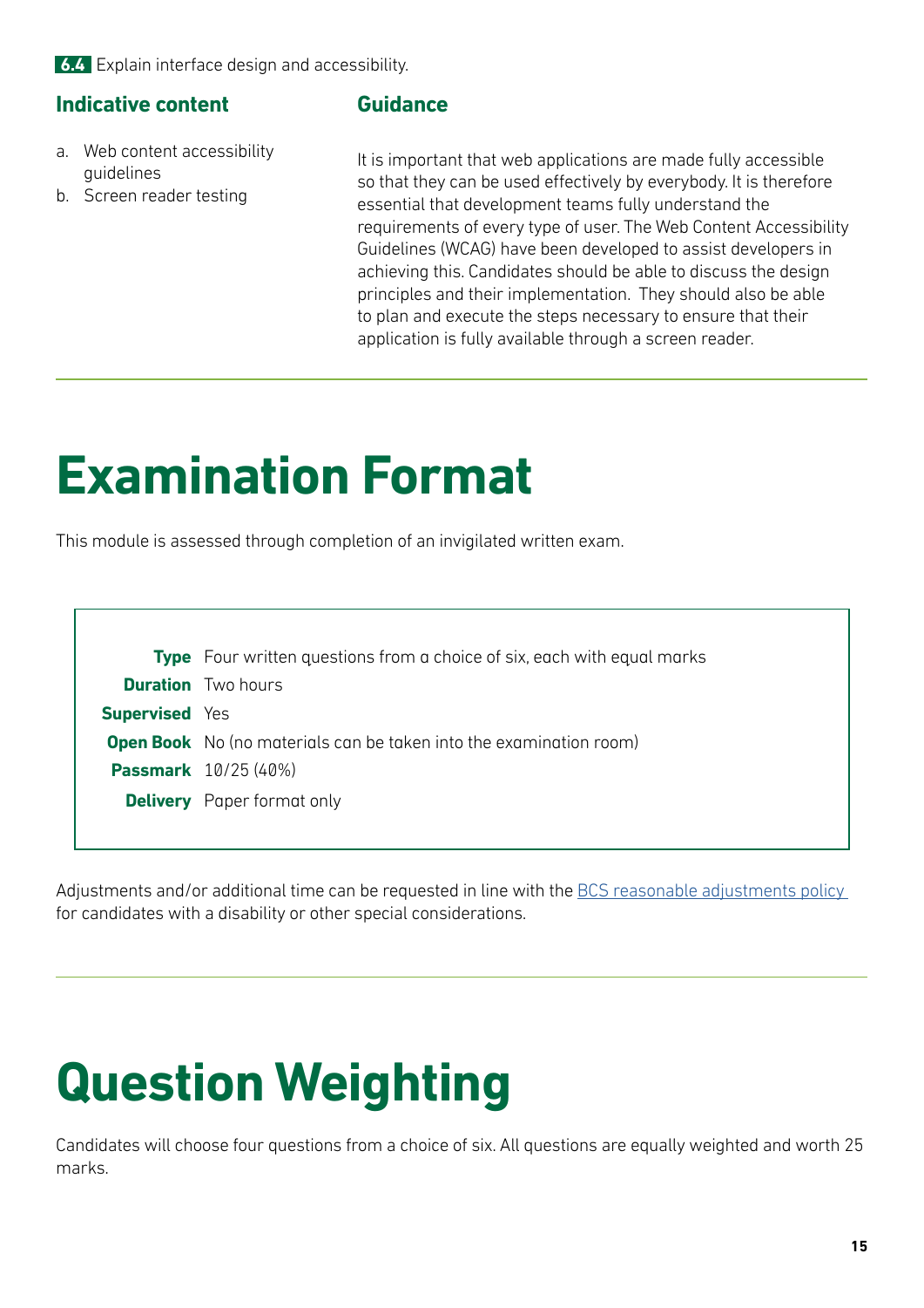**6.4** Explain interface design and accessibility.

### Indicative content

a. Web content accessibility guidelines
b. Screen reader testing

### Guidance

It is important that web applications are made fully accessible so that they can be used effectively by everybody. It is therefore essential that development teams fully understand the requirements of every type of user. The Web Content Accessibility Guidelines (WCAG) have been developed to assist developers in achieving this. Candidates should be able to discuss the design principles and their implementation. They should also be able to plan and execute the steps necessary to ensure that their application is fully available through a screen reader.

# Examination Format

This module is assessed through completion of an invigilated written exam.

| | |
|---|---|
| **Type** | Four written questions from a choice of six, each with equal marks |
| **Duration** | Two hours |
| **Supervised** | Yes |
| **Open Book** | No (no materials can be taken into the examination room) |
| **Passmark** | 10/25 (40%) |
| **Delivery** | Paper format only |

Adjustments and/or additional time can be requested in line with the [BCS reasonable adjustments policy](BCS reasonable adjustments policy) for candidates with a disability or other special considerations.

# Question Weighting

Candidates will choose four questions from a choice of six. All questions are equally weighted and worth 25 marks.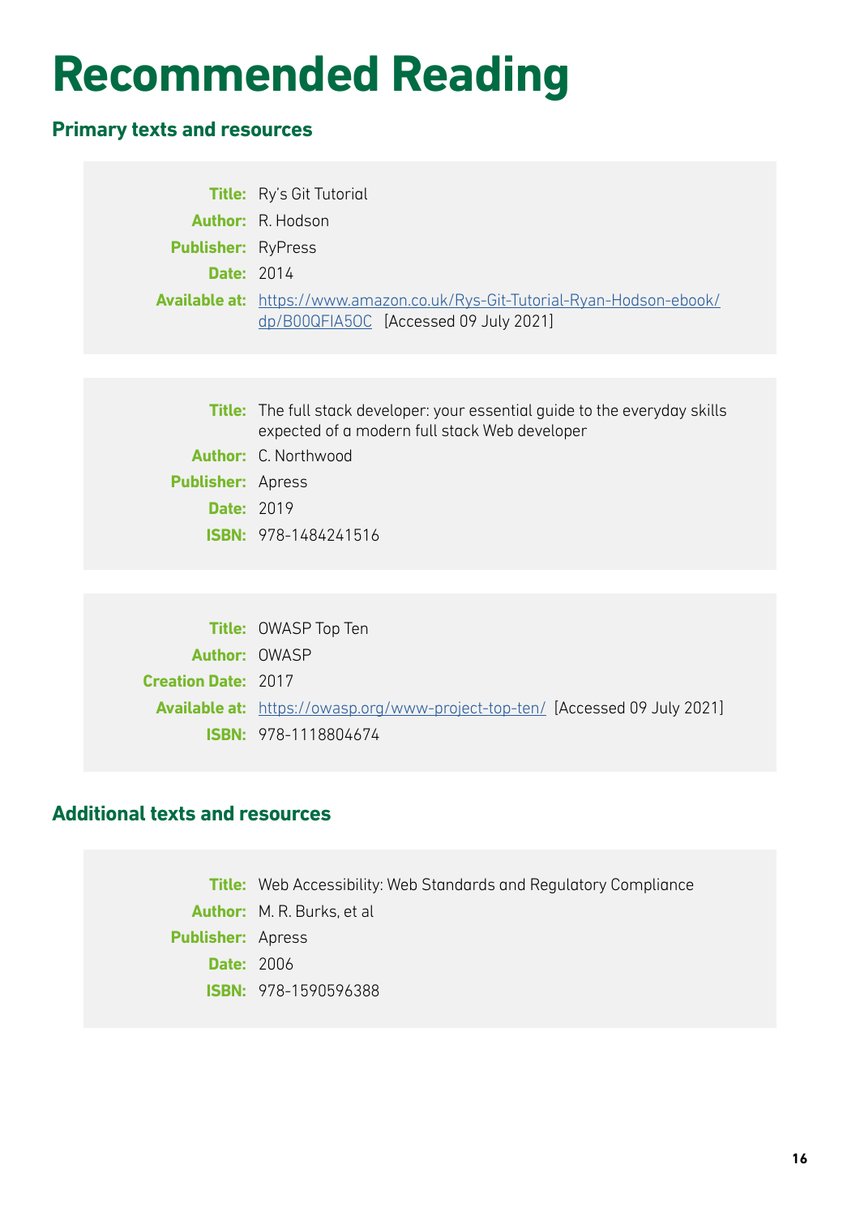# Recommended Reading

## Primary texts and resources

**Title:** Ry's Git Tutorial
**Author:** R. Hodson
**Publisher:** RyPress
**Date:** 2014
**Available at:** [https://www.amazon.co.uk/Rys-Git-Tutorial-Ryan-Hodson-ebook/dp/B00QFIA5OC](https://www.amazon.co.uk/Rys-Git-Tutorial-Ryan-Hodson-ebook/dp/B00QFIA5OC) [Accessed 09 July 2021]

**Title:** The full stack developer: your essential guide to the everyday skills expected of a modern full stack Web developer
**Author:** C. Northwood
**Publisher:** Apress
**Date:** 2019
**ISBN:** 978-1484241516

**Title:** OWASP Top Ten
**Author:** OWASP
**Creation Date:** 2017
**Available at:** [https://owasp.org/www-project-top-ten/](https://owasp.org/www-project-top-ten/) [Accessed 09 July 2021]
**ISBN:** 978-1118804674

## Additional texts and resources

**Title:** Web Accessibility: Web Standards and Regulatory Compliance
**Author:** M. R. Burks, et al
**Publisher:** Apress
**Date:** 2006
**ISBN:** 978-1590596388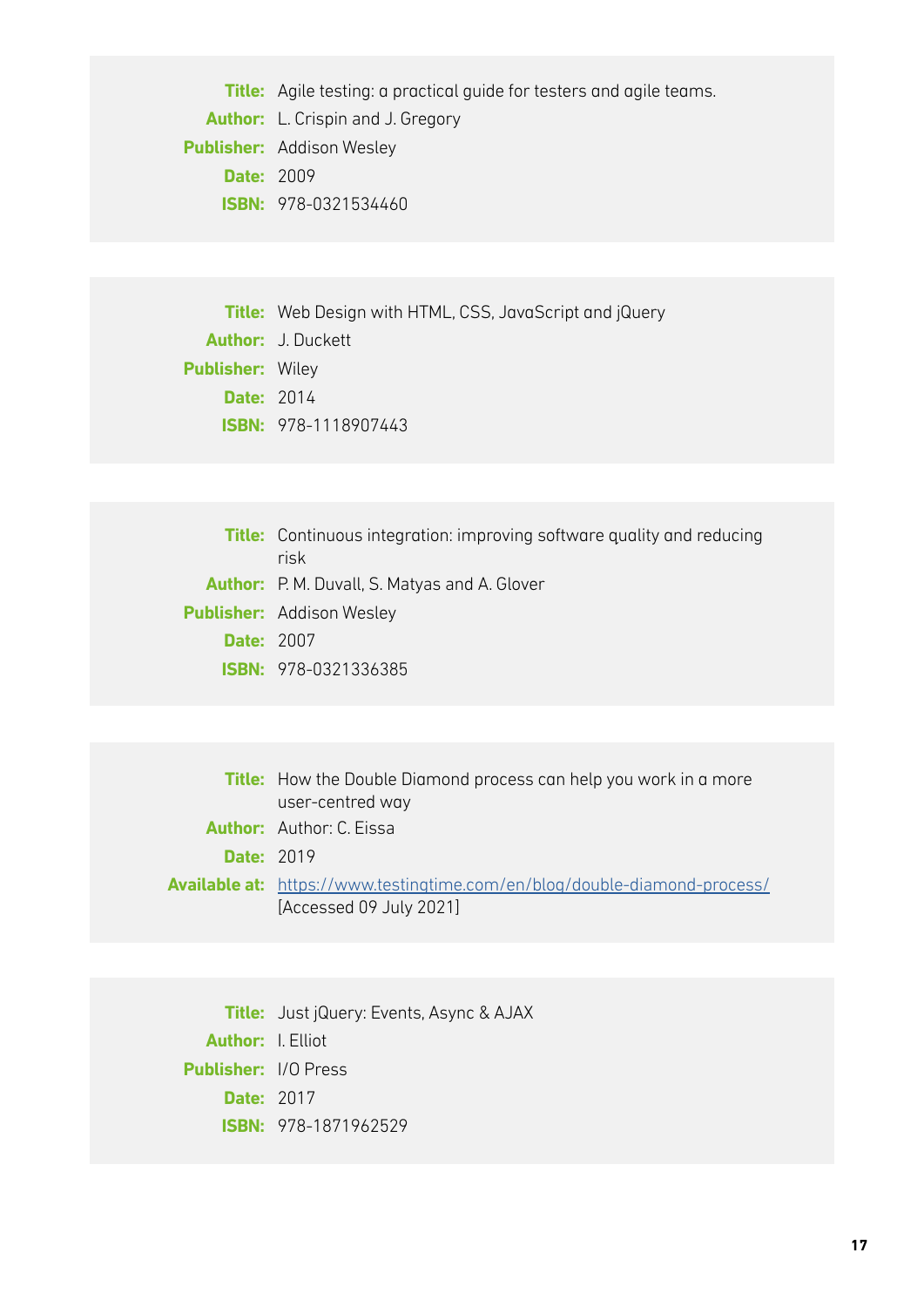**Title:** Agile testing: a practical guide for testers and agile teams.
**Author:** L. Crispin and J. Gregory
**Publisher:** Addison Wesley
**Date:** 2009
**ISBN:** 978-0321534460

---

**Title:** Web Design with HTML, CSS, JavaScript and jQuery
**Author:** J. Duckett
**Publisher:** Wiley
**Date:** 2014
**ISBN:** 978-1118907443

---

**Title:** Continuous integration: improving software quality and reducing risk
**Author:** P. M. Duvall, S. Matyas and A. Glover
**Publisher:** Addison Wesley
**Date:** 2007
**ISBN:** 978-0321336385

---

**Title:** How the Double Diamond process can help you work in a more user-centred way
**Author:** Author: C. Eissa
**Date:** 2019
**Available at:** [https://www.testingtime.com/en/blog/double-diamond-process/](https://www.testingtime.com/en/blog/double-diamond-process/) [Accessed 09 July 2021]

---

**Title:** Just jQuery: Events, Async & AJAX
**Author:** I. Elliot
**Publisher:** I/O Press
**Date:** 2017
**ISBN:** 978-1871962529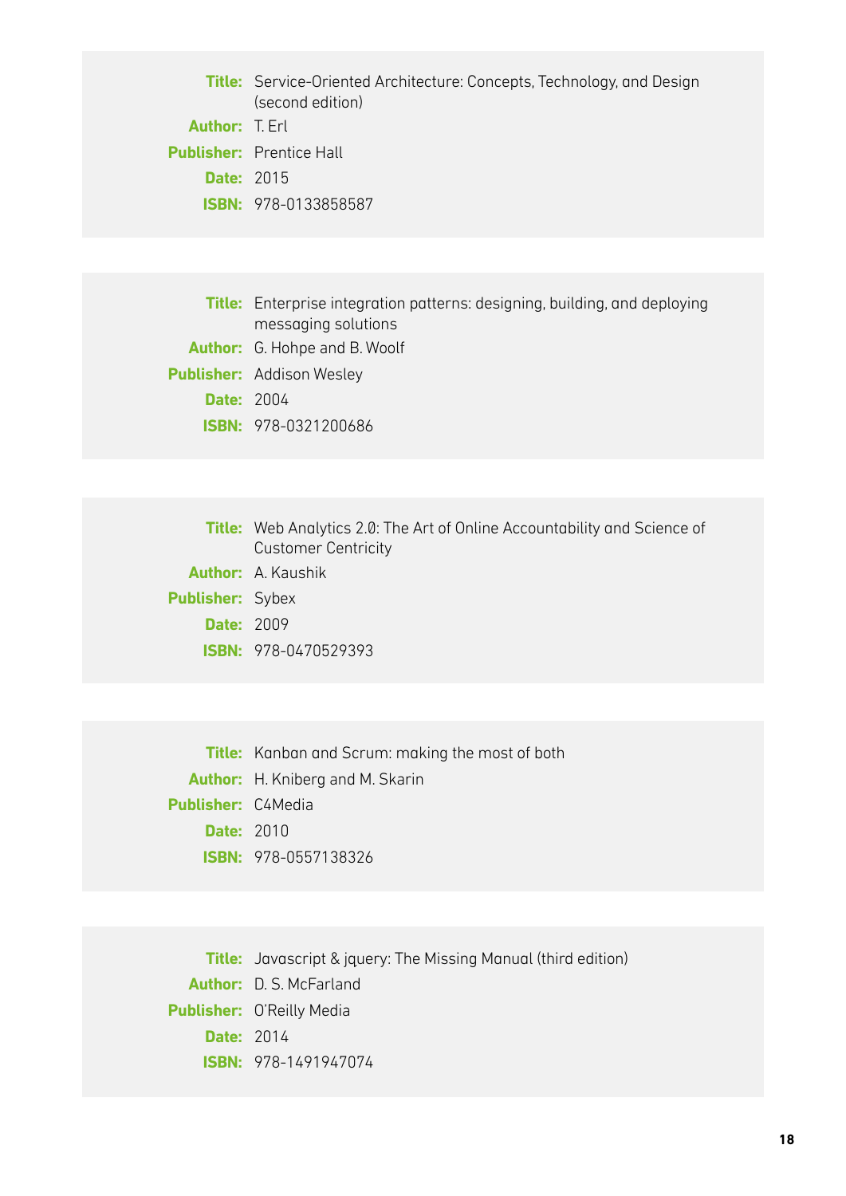**Title:** Service-Oriented Architecture: Concepts, Technology, and Design (second edition)
**Author:** T. Erl
**Publisher:** Prentice Hall
**Date:** 2015
**ISBN:** 978-0133858587

**Title:** Enterprise integration patterns: designing, building, and deploying messaging solutions
**Author:** G. Hohpe and B. Woolf
**Publisher:** Addison Wesley
**Date:** 2004
**ISBN:** 978-0321200686

**Title:** Web Analytics 2.0: The Art of Online Accountability and Science of Customer Centricity
**Author:** A. Kaushik
**Publisher:** Sybex
**Date:** 2009
**ISBN:** 978-0470529393

**Title:** Kanban and Scrum: making the most of both
**Author:** H. Kniberg and M. Skarin
**Publisher:** C4Media
**Date:** 2010
**ISBN:** 978-0557138326

**Title:** Javascript & jquery: The Missing Manual (third edition)
**Author:** D. S. McFarland
**Publisher:** O'Reilly Media
**Date:** 2014
**ISBN:** 978-1491947074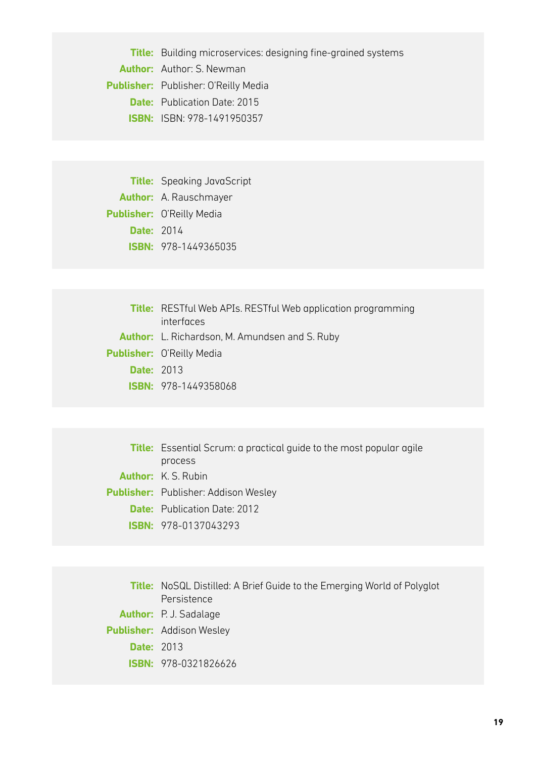**Title:** Building microservices: designing fine-grained systems
**Author:** Author: S. Newman
**Publisher:** Publisher: O'Reilly Media
**Date:** Publication Date: 2015
**ISBN:** ISBN: 978-1491950357

---

**Title:** Speaking JavaScript
**Author:** A. Rauschmayer
**Publisher:** O'Reilly Media
**Date:** 2014
**ISBN:** 978-1449365035

---

**Title:** RESTful Web APIs. RESTful Web application programming interfaces
**Author:** L. Richardson, M. Amundsen and S. Ruby
**Publisher:** O'Reilly Media
**Date:** 2013
**ISBN:** 978-1449358068

---

**Title:** Essential Scrum: a practical guide to the most popular agile process
**Author:** K. S. Rubin
**Publisher:** Publisher: Addison Wesley
**Date:** Publication Date: 2012
**ISBN:** 978-0137043293

---

**Title:** NoSQL Distilled: A Brief Guide to the Emerging World of Polyglot Persistence
**Author:** P. J. Sadalage
**Publisher:** Addison Wesley
**Date:** 2013
**ISBN:** 978-0321826626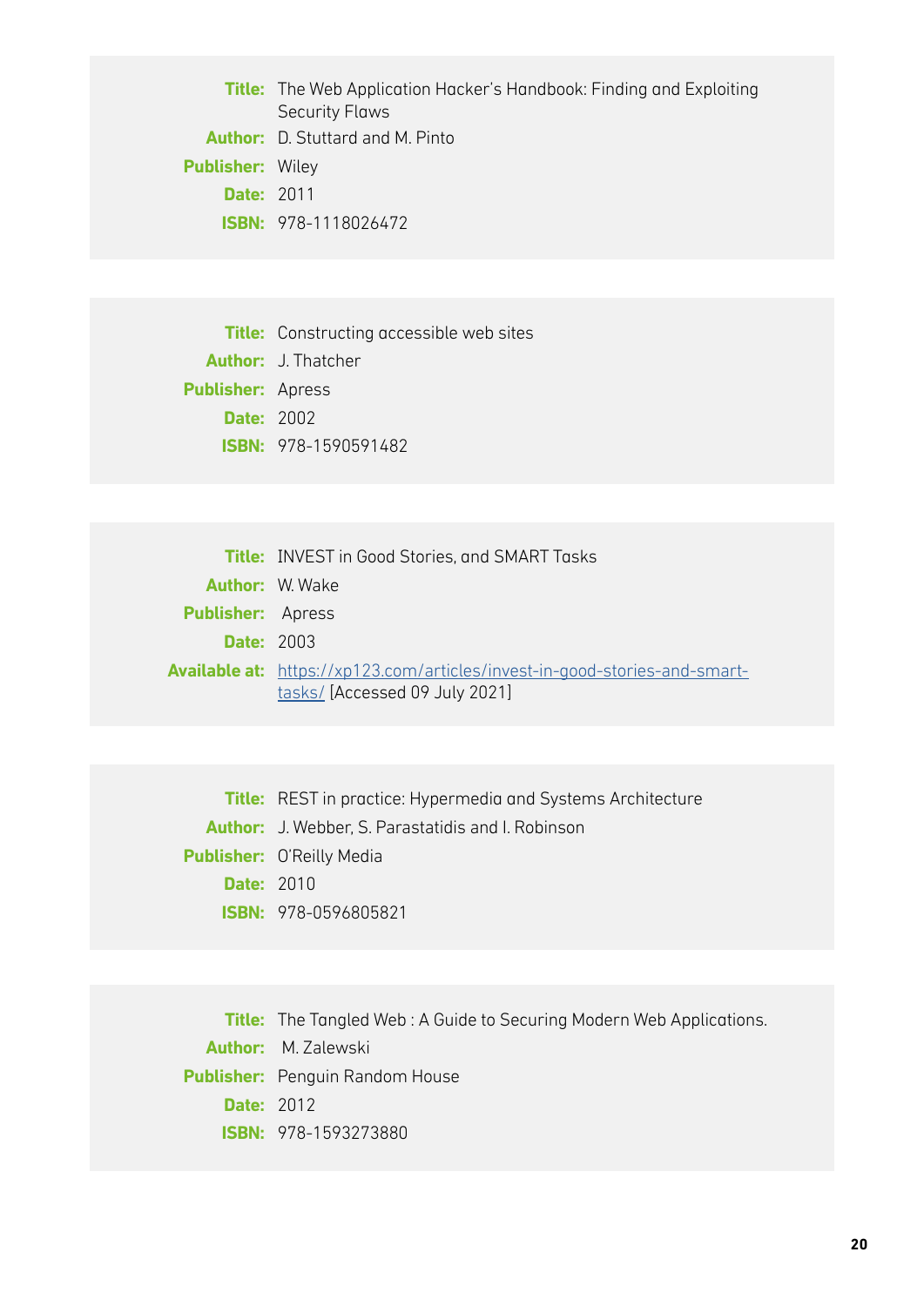**Title:** The Web Application Hacker's Handbook: Finding and Exploiting Security Flaws
**Author:** D. Stuttard and M. Pinto
**Publisher:** Wiley
**Date:** 2011
**ISBN:** 978-1118026472

---

**Title:** Constructing accessible web sites
**Author:** J. Thatcher
**Publisher:** Apress
**Date:** 2002
**ISBN:** 978-1590591482

---

**Title:** INVEST in Good Stories, and SMART Tasks
**Author:** W. Wake
**Publisher:** Apress
**Date:** 2003
**Available at:** [https://xp123.com/articles/invest-in-good-stories-and-smart-tasks/](https://xp123.com/articles/invest-in-good-stories-and-smart-tasks/) [Accessed 09 July 2021]

---

**Title:** REST in practice: Hypermedia and Systems Architecture
**Author:** J. Webber, S. Parastatidis and I. Robinson
**Publisher:** O'Reilly Media
**Date:** 2010
**ISBN:** 978-0596805821

---

**Title:** The Tangled Web : A Guide to Securing Modern Web Applications.
**Author:** M. Zalewski
**Publisher:** Penguin Random House
**Date:** 2012
**ISBN:** 978-1593273880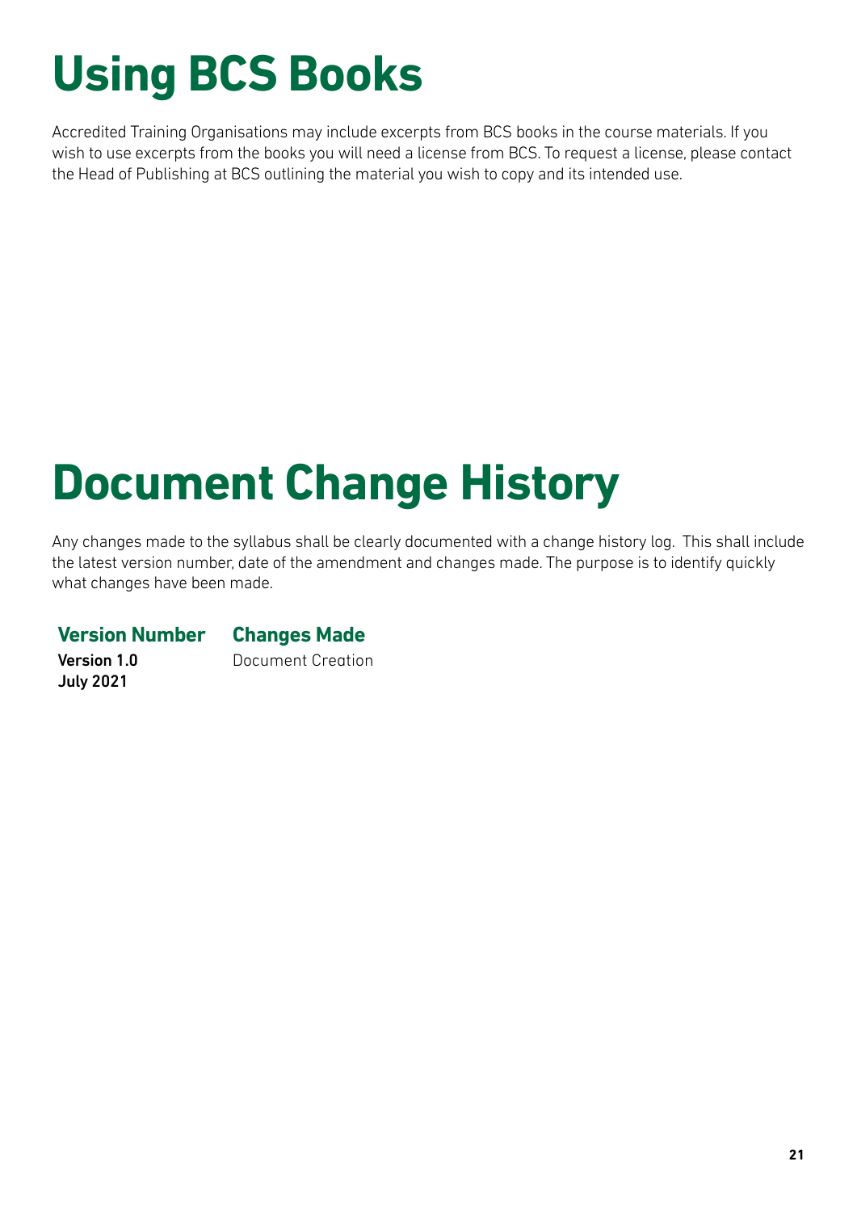# Using BCS Books

Accredited Training Organisations may include excerpts from BCS books in the course materials. If you wish to use excerpts from the books you will need a license from BCS. To request a license, please contact the Head of Publishing at BCS outlining the material you wish to copy and its intended use.

# Document Change History

Any changes made to the syllabus shall be clearly documented with a change history log. This shall include the latest version number, date of the amendment and changes made. The purpose is to identify quickly what changes have been made.

| Version Number | Changes Made |
|---|---|
| **Version 1.0 July 2021** | Document Creation |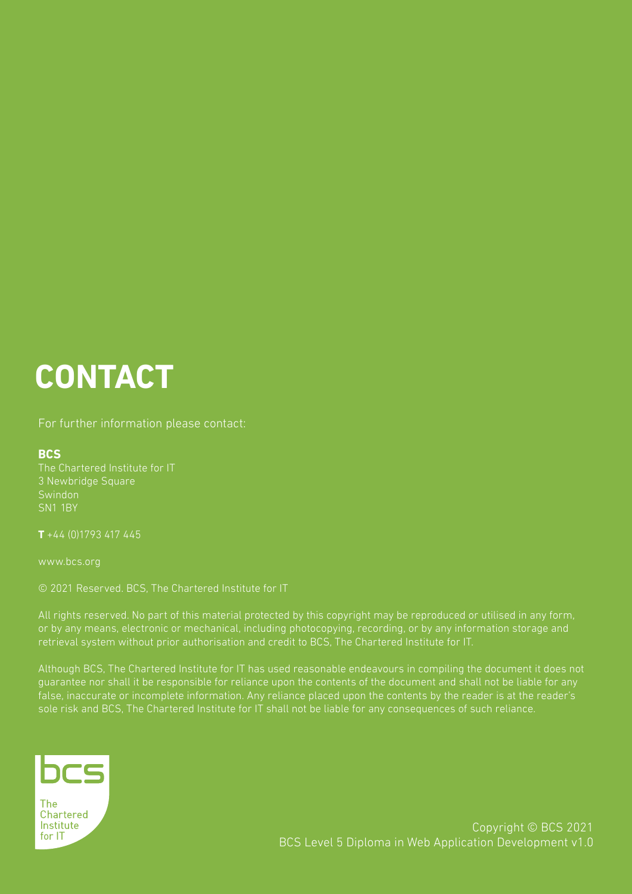# CONTACT

For further information please contact:

**BCS**
The Chartered Institute for IT
3 Newbridge Square
Swindon
SN1 1BY

**T** +44 (0)1793 417 445

www.bcs.org

© 2021 Reserved. BCS, The Chartered Institute for IT

All rights reserved. No part of this material protected by this copyright may be reproduced or utilised in any form, or by any means, electronic or mechanical, including photocopying, recording, or by any information storage and retrieval system without prior authorisation and credit to BCS, The Chartered Institute for IT.

Although BCS, The Chartered Institute for IT has used reasonable endeavours in compiling the document it does not guarantee nor shall it be responsible for reliance upon the contents of the document and shall not be liable for any false, inaccurate or incomplete information. Any reliance placed upon the contents by the reader is at the reader's sole risk and BCS, The Chartered Institute for IT shall not be liable for any consequences of such reliance.

bcs
The Chartered Institute for IT

Copyright © BCS 2021
BCS Level 5 Diploma in Web Application Development v1.0